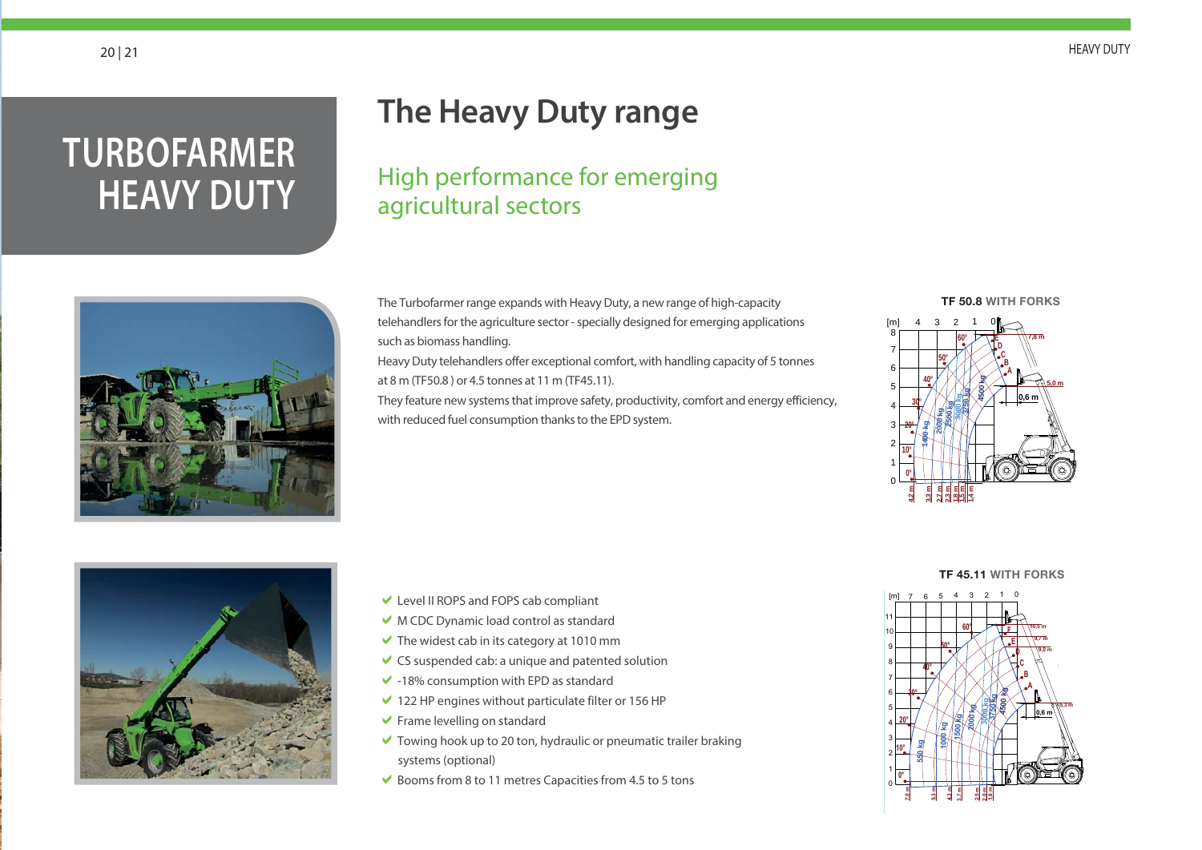# TURBOFARMER HEAVY DUTY

## The Heavy Duty range

### High performance for emerging agricultural sectors

The Turbofarmer range expands with Heavy Duty, a new range of high-capacity telehandlers for the agriculture sector - specially designed for emerging applications such as biomass handling.

Heavy Duty telehandlers offer exceptional comfort, with handling capacity of 5 tonnes at 8 m (TF50.8 ) or 4.5 tonnes at 11 m (TF45.11).

They feature new systems that improve safety, productivity, comfort and energy efficiency, with reduced fuel consumption thanks to the EPD system.

**TF 50.8** WITH FORKS

**TF 45.11** WITH FORKS

- Level II ROPS and FOPS cab compliant
- M CDC Dynamic load control as standard
- The widest cab in its category at 1010 mm
- CS suspended cab: a unique and patented solution
- -18% consumption with EPD as standard
- 122 HP engines without particulate filter or 156 HP
- Frame levelling on standard
- Towing hook up to 20 ton, hydraulic or pneumatic trailer braking systems (optional)
- Booms from 8 to 11 metres Capacities from 4.5 to 5 tons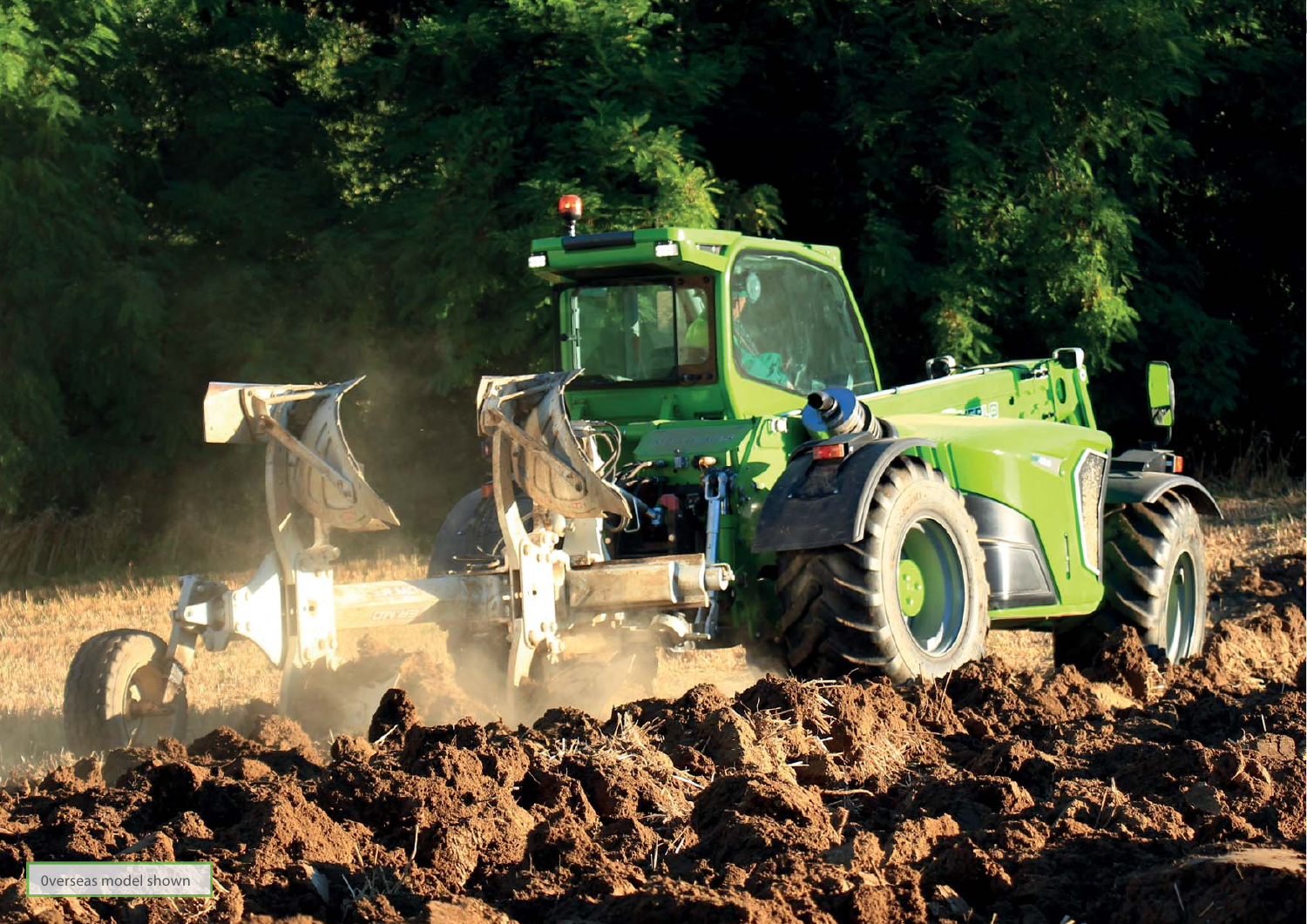0verseas model shown